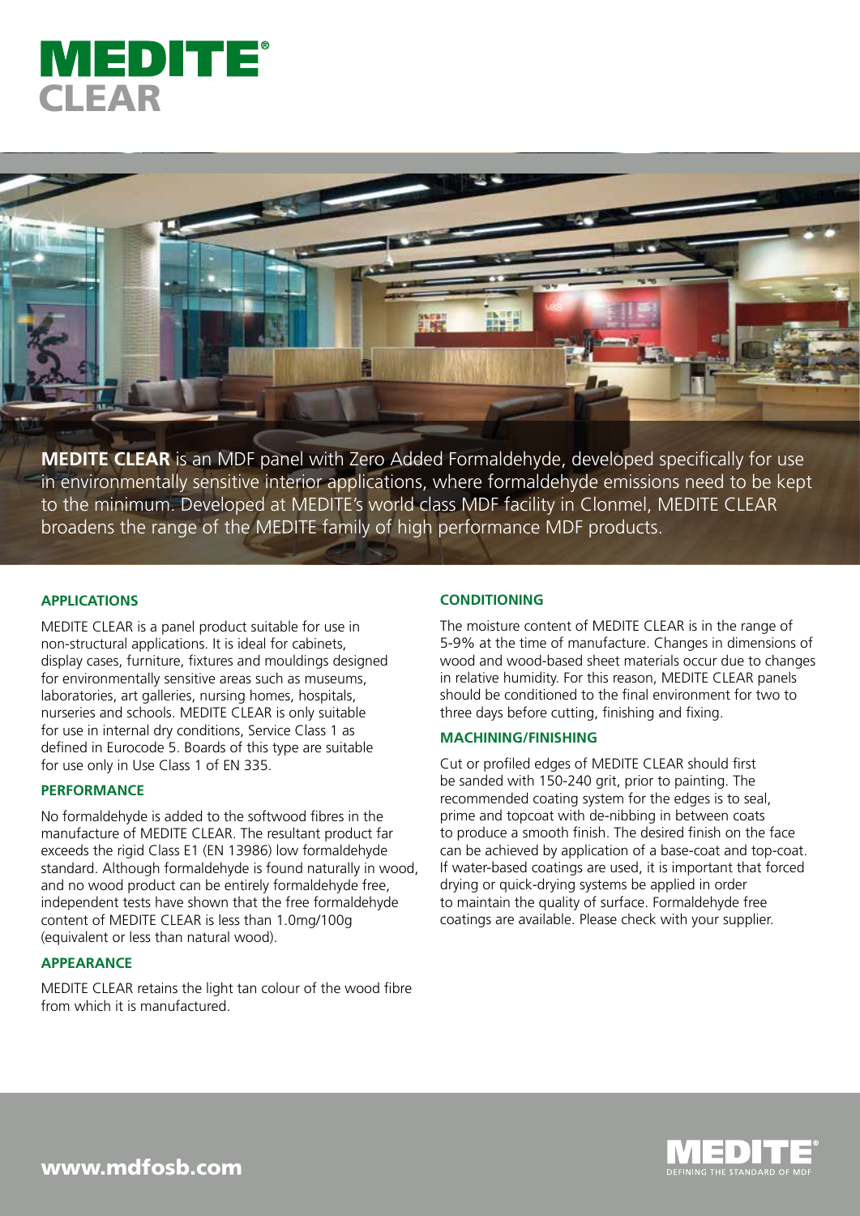# MEDITE® CLEAR

**MEDITE CLEAR** is an MDF panel with Zero Added Formaldehyde, developed specifically for use in environmentally sensitive interior applications, where formaldehyde emissions need to be kept to the minimum. Developed at MEDITE's world class MDF facility in Clonmel, MEDITE CLEAR broadens the range of the MEDITE family of high performance MDF products.

## APPLICATIONS

MEDITE CLEAR is a panel product suitable for use in non-structural applications. It is ideal for cabinets, display cases, furniture, fixtures and mouldings designed for environmentally sensitive areas such as museums, laboratories, art galleries, nursing homes, hospitals, nurseries and schools. MEDITE CLEAR is only suitable for use in internal dry conditions, Service Class 1 as defined in Eurocode 5. Boards of this type are suitable for use only in Use Class 1 of EN 335.

## PERFORMANCE

No formaldehyde is added to the softwood fibres in the manufacture of MEDITE CLEAR. The resultant product far exceeds the rigid Class E1 (EN 13986) low formaldehyde standard. Although formaldehyde is found naturally in wood, and no wood product can be entirely formaldehyde free, independent tests have shown that the free formaldehyde content of MEDITE CLEAR is less than 1.0mg/100g (equivalent or less than natural wood).

## APPEARANCE

MEDITE CLEAR retains the light tan colour of the wood fibre from which it is manufactured.

## CONDITIONING

The moisture content of MEDITE CLEAR is in the range of 5-9% at the time of manufacture. Changes in dimensions of wood and wood-based sheet materials occur due to changes in relative humidity. For this reason, MEDITE CLEAR panels should be conditioned to the final environment for two to three days before cutting, finishing and fixing.

## MACHINING/FINISHING

Cut or profiled edges of MEDITE CLEAR should first be sanded with 150-240 grit, prior to painting. The recommended coating system for the edges is to seal, prime and topcoat with de-nibbing in between coats to produce a smooth finish. The desired finish on the face can be achieved by application of a base-coat and top-coat. If water-based coatings are used, it is important that forced drying or quick-drying systems be applied in order to maintain the quality of surface. Formaldehyde free coatings are available. Please check with your supplier.

www.mdfosb.com

MEDITE® DEFINING THE STANDARD OF MDF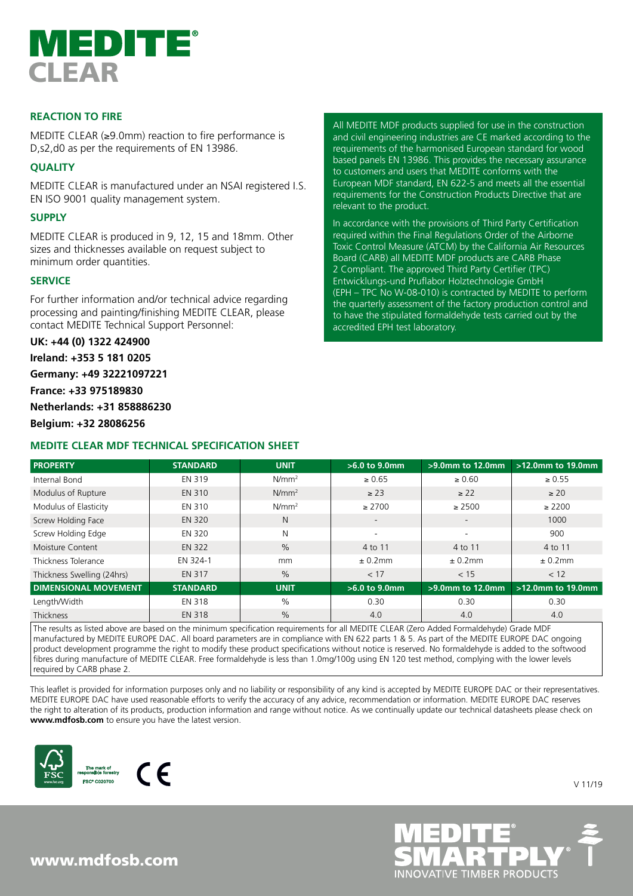# MEDITE® CLEAR

### REACTION TO FIRE

MEDITE CLEAR (≥9.0mm) reaction to fire performance is D,s2,d0 as per the requirements of EN 13986.

### QUALITY

MEDITE CLEAR is manufactured under an NSAI registered I.S. EN ISO 9001 quality management system.

### SUPPLY

MEDITE CLEAR is produced in 9, 12, 15 and 18mm. Other sizes and thicknesses available on request subject to minimum order quantities.

### SERVICE

For further information and/or technical advice regarding processing and painting/finishing MEDITE CLEAR, please contact MEDITE Technical Support Personnel:

**UK: +44 (0) 1322 424900**

**Ireland: +353 5 181 0205**

**Germany: +49 32221097221**

**France: +33 975189830**

**Netherlands: +31 858886230**

**Belgium: +32 28086256**

All MEDITE MDF products supplied for use in the construction and civil engineering industries are CE marked according to the requirements of the harmonised European standard for wood based panels EN 13986. This provides the necessary assurance to customers and users that MEDITE conforms with the European MDF standard, EN 622-5 and meets all the essential requirements for the Construction Products Directive that are relevant to the product.

In accordance with the provisions of Third Party Certification required within the Final Regulations Order of the Airborne Toxic Control Measure (ATCM) by the California Air Resources Board (CARB) all MEDITE MDF products are CARB Phase 2 Compliant. The approved Third Party Certifier (TPC) Entwicklungs-und Pruflabor Holztechnologie GmbH (EPH – TPC No W-08-010) is contracted by MEDITE to perform the quarterly assessment of the factory production control and to have the stipulated formaldehyde tests carried out by the accredited EPH test laboratory.

### MEDITE CLEAR MDF TECHNICAL SPECIFICATION SHEET

| PROPERTY | STANDARD | UNIT | >6.0 to 9.0mm | >9.0mm to 12.0mm | >12.0mm to 19.0mm |
|---|---|---|---|---|---|
| Internal Bond | EN 319 | $N/mm^2$ | ≥ 0.65 | ≥ 0.60 | ≥ 0.55 |
| Modulus of Rupture | EN 310 | $N/mm^2$ | ≥ 23 | ≥ 22 | ≥ 20 |
| Modulus of Elasticity | EN 310 | $N/mm^2$ | ≥ 2700 | ≥ 2500 | ≥ 2200 |
| Screw Holding Face | EN 320 | N | - | - | 1000 |
| Screw Holding Edge | EN 320 | N | - | - | 900 |
| Moisture Content | EN 322 | % | 4 to 11 | 4 to 11 | 4 to 11 |
| Thickness Tolerance | EN 324-1 | mm | ± 0.2mm | ± 0.2mm | ± 0.2mm |
| Thickness Swelling (24hrs) | EN 317 | % | < 17 | < 15 | < 12 |
| **DIMENSIONAL MOVEMENT** | **STANDARD** | **UNIT** | **>6.0 to 9.0mm** | **>9.0mm to 12.0mm** | **>12.0mm to 19.0mm** |
| Length/Width | EN 318 | % | 0.30 | 0.30 | 0.30 |
| Thickness | EN 318 | % | 4.0 | 4.0 | 4.0 |

The results as listed above are based on the minimum specification requirements for all MEDITE CLEAR (Zero Added Formaldehyde) Grade MDF manufactured by MEDITE EUROPE DAC. All board parameters are in compliance with EN 622 parts 1 & 5. As part of the MEDITE EUROPE DAC ongoing product development programme the right to modify these product specifications without notice is reserved. No formaldehyde is added to the softwood fibres during manufacture of MEDITE CLEAR. Free formaldehyde is less than 1.0mg/100g using EN 120 test method, complying with the lower levels required by CARB phase 2.

This leaflet is provided for information purposes only and no liability or responsibility of any kind is accepted by MEDITE EUROPE DAC or their representatives. MEDITE EUROPE DAC have used reasonable efforts to verify the accuracy of any advice, recommendation or information. MEDITE EUROPE DAC reserves the right to alteration of its products, production information and range without notice. As we continually update our technical datasheets please check on **www.mdfosb.com** to ensure you have the latest version.

FSC www.fsc.org The mark of responsible forestry FSC® C020700

V 11/19

www.mdfosb.com

MEDITE® SMARTPLY® INNOVATIVE TIMBER PRODUCTS